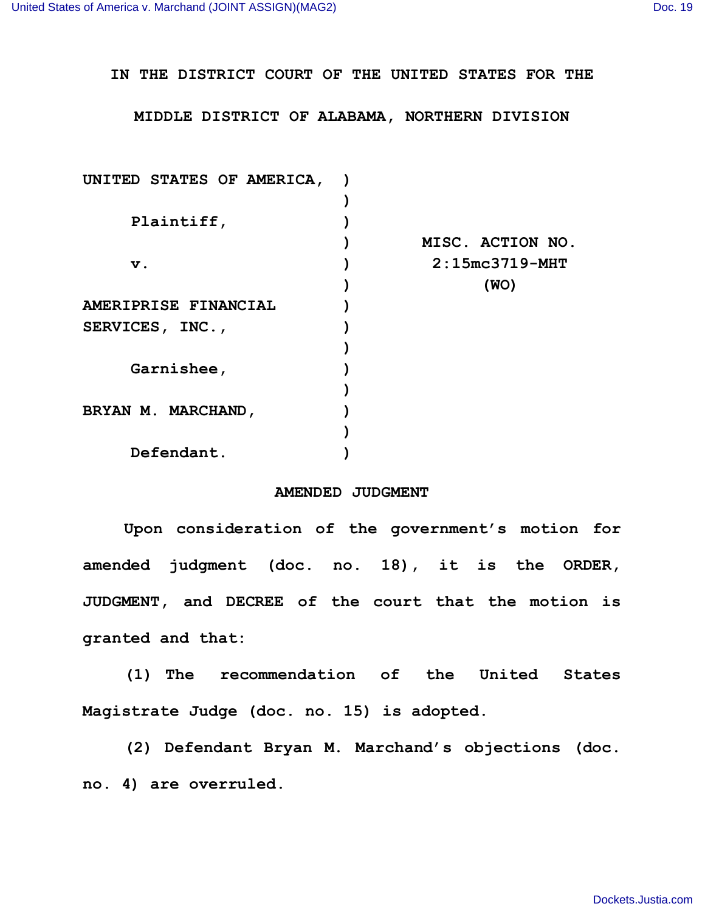IN THE DISTRICT COURT OF THE UNITED STATES FOR THE

MIDDLE DISTRICT OF ALABAMA, NORTHERN DIVISION

| | | |
|---|---|---|
| UNITED STATES OF AMERICA, | ) | |
| | ) | |
| Plaintiff, | ) | |
| | ) | MISC. ACTION NO. |
| v. | ) | 2:15mc3719-MHT |
| | ) | (WO) |
| AMERIPRISE FINANCIAL SERVICES, INC., | ) | |
| | ) | |
| Garnishee, | ) | |
| | ) | |
| BRYAN M. MARCHAND, | ) | |
| | ) | |
| Defendant. | ) | |

## AMENDED JUDGMENT

Upon consideration of the government's motion for amended judgment (doc. no. 18), it is the ORDER, JUDGMENT, and DECREE of the court that the motion is granted and that:

(1) The recommendation of the United States Magistrate Judge (doc. no. 15) is adopted.

(2) Defendant Bryan M. Marchand's objections (doc. no. 4) are overruled.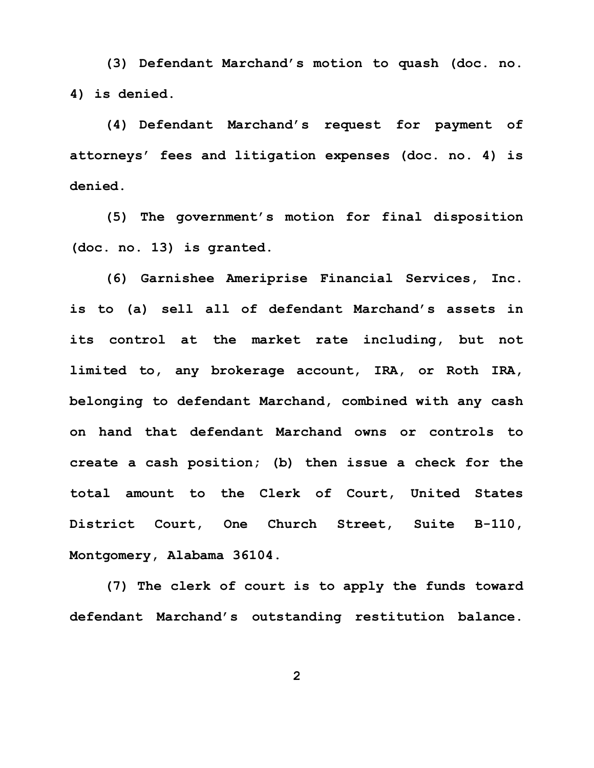**(3) Defendant Marchand's motion to quash (doc. no. 4) is denied.**

**(4) Defendant Marchand's request for payment of attorneys' fees and litigation expenses (doc. no. 4) is denied.**

**(5) The government's motion for final disposition (doc. no. 13) is granted.**

**(6) Garnishee Ameriprise Financial Services, Inc. is to (a) sell all of defendant Marchand's assets in its control at the market rate including, but not limited to, any brokerage account, IRA, or Roth IRA, belonging to defendant Marchand, combined with any cash on hand that defendant Marchand owns or controls to create a cash position; (b) then issue a check for the total amount to the Clerk of Court, United States District Court, One Church Street, Suite B-110, Montgomery, Alabama 36104.**

**(7) The clerk of court is to apply the funds toward defendant Marchand's outstanding restitution balance.**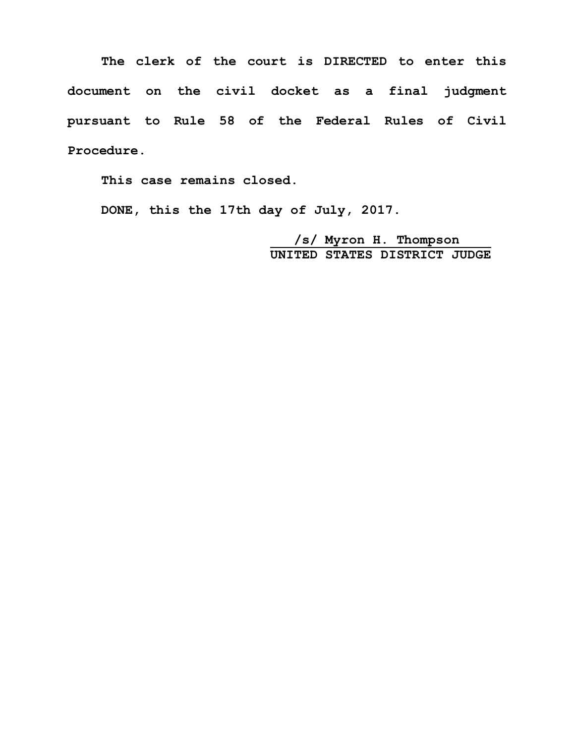**The clerk of the court is DIRECTED to enter this document on the civil docket as a final judgment pursuant to Rule 58 of the Federal Rules of Civil Procedure.**

**This case remains closed.**

**DONE, this the 17th day of July, 2017.**

**/s/ Myron H. Thompson**
**UNITED STATES DISTRICT JUDGE**